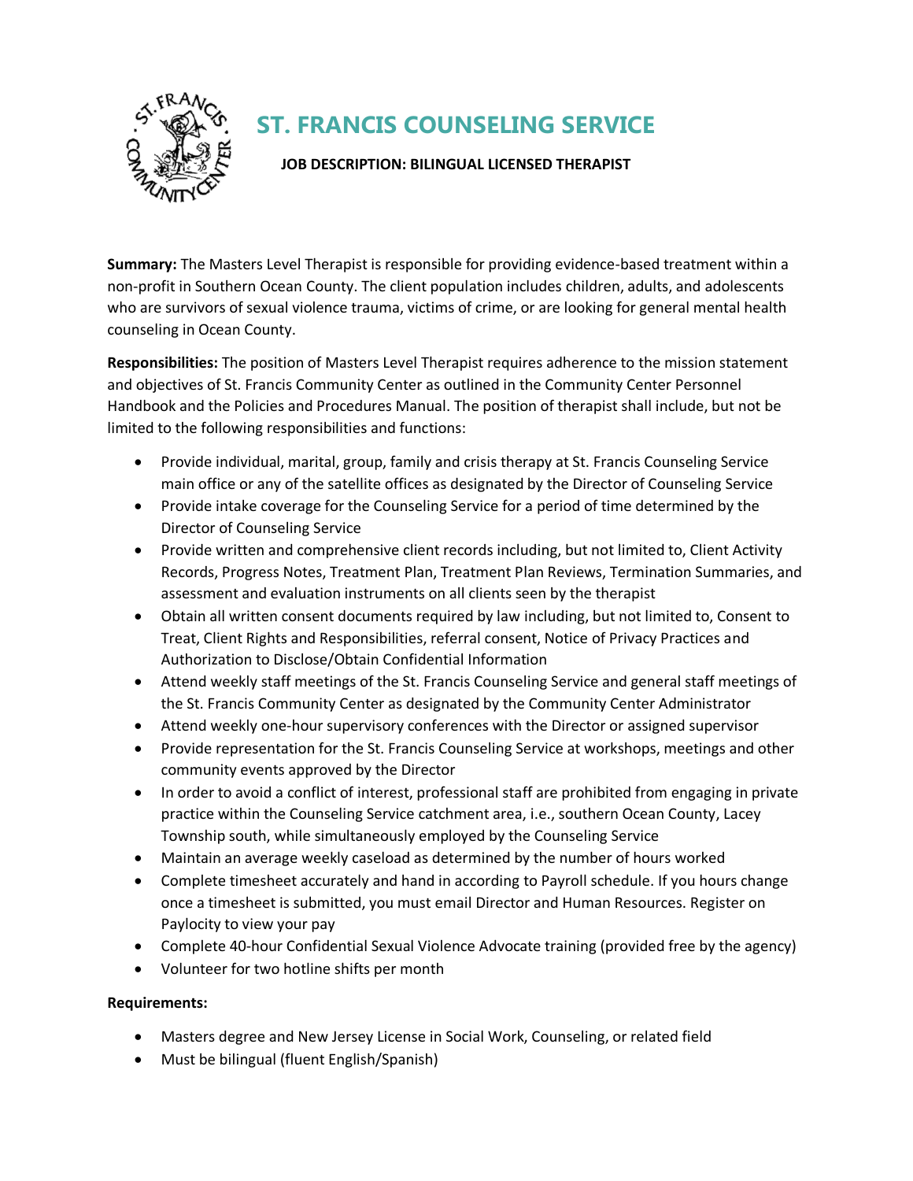# ST. FRANCIS COUNSELING SERVICE

**JOB DESCRIPTION: BILINGUAL LICENSED THERAPIST**

**Summary:** The Masters Level Therapist is responsible for providing evidence-based treatment within a non-profit in Southern Ocean County. The client population includes children, adults, and adolescents who are survivors of sexual violence trauma, victims of crime, or are looking for general mental health counseling in Ocean County.

**Responsibilities:** The position of Masters Level Therapist requires adherence to the mission statement and objectives of St. Francis Community Center as outlined in the Community Center Personnel Handbook and the Policies and Procedures Manual. The position of therapist shall include, but not be limited to the following responsibilities and functions:

- Provide individual, marital, group, family and crisis therapy at St. Francis Counseling Service main office or any of the satellite offices as designated by the Director of Counseling Service
- Provide intake coverage for the Counseling Service for a period of time determined by the Director of Counseling Service
- Provide written and comprehensive client records including, but not limited to, Client Activity Records, Progress Notes, Treatment Plan, Treatment Plan Reviews, Termination Summaries, and assessment and evaluation instruments on all clients seen by the therapist
- Obtain all written consent documents required by law including, but not limited to, Consent to Treat, Client Rights and Responsibilities, referral consent, Notice of Privacy Practices and Authorization to Disclose/Obtain Confidential Information
- Attend weekly staff meetings of the St. Francis Counseling Service and general staff meetings of the St. Francis Community Center as designated by the Community Center Administrator
- Attend weekly one-hour supervisory conferences with the Director or assigned supervisor
- Provide representation for the St. Francis Counseling Service at workshops, meetings and other community events approved by the Director
- In order to avoid a conflict of interest, professional staff are prohibited from engaging in private practice within the Counseling Service catchment area, i.e., southern Ocean County, Lacey Township south, while simultaneously employed by the Counseling Service
- Maintain an average weekly caseload as determined by the number of hours worked
- Complete timesheet accurately and hand in according to Payroll schedule. If you hours change once a timesheet is submitted, you must email Director and Human Resources. Register on Paylocity to view your pay
- Complete 40-hour Confidential Sexual Violence Advocate training (provided free by the agency)
- Volunteer for two hotline shifts per month

**Requirements:**

- Masters degree and New Jersey License in Social Work, Counseling, or related field
- Must be bilingual (fluent English/Spanish)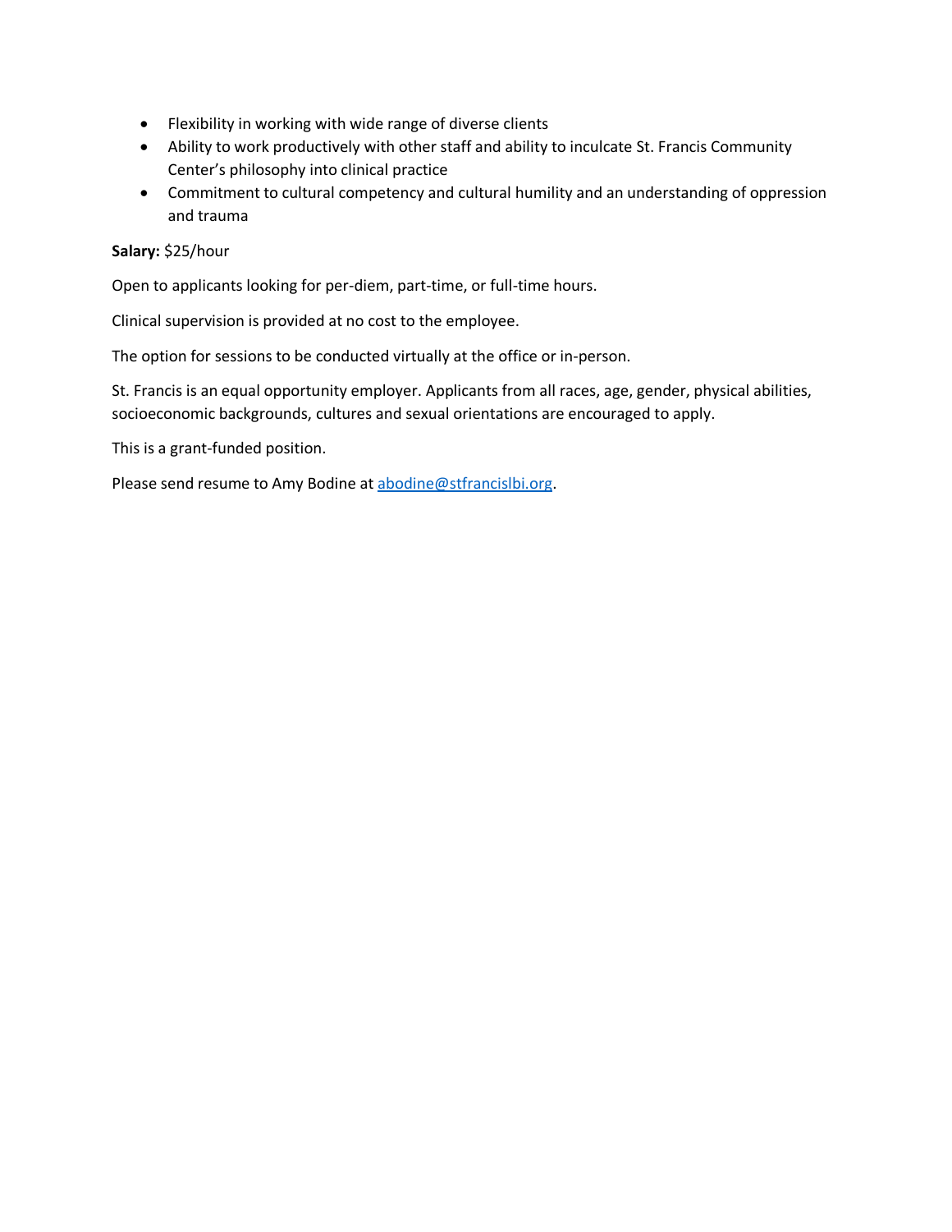- Flexibility in working with wide range of diverse clients
- Ability to work productively with other staff and ability to inculcate St. Francis Community Center's philosophy into clinical practice
- Commitment to cultural competency and cultural humility and an understanding of oppression and trauma

**Salary:** $25/hour

Open to applicants looking for per-diem, part-time, or full-time hours.

Clinical supervision is provided at no cost to the employee.

The option for sessions to be conducted virtually at the office or in-person.

St. Francis is an equal opportunity employer. Applicants from all races, age, gender, physical abilities, socioeconomic backgrounds, cultures and sexual orientations are encouraged to apply.

This is a grant-funded position.

Please send resume to Amy Bodine at [abodine@stfrancislbi.org](mailto:abodine@stfrancislbi.org).